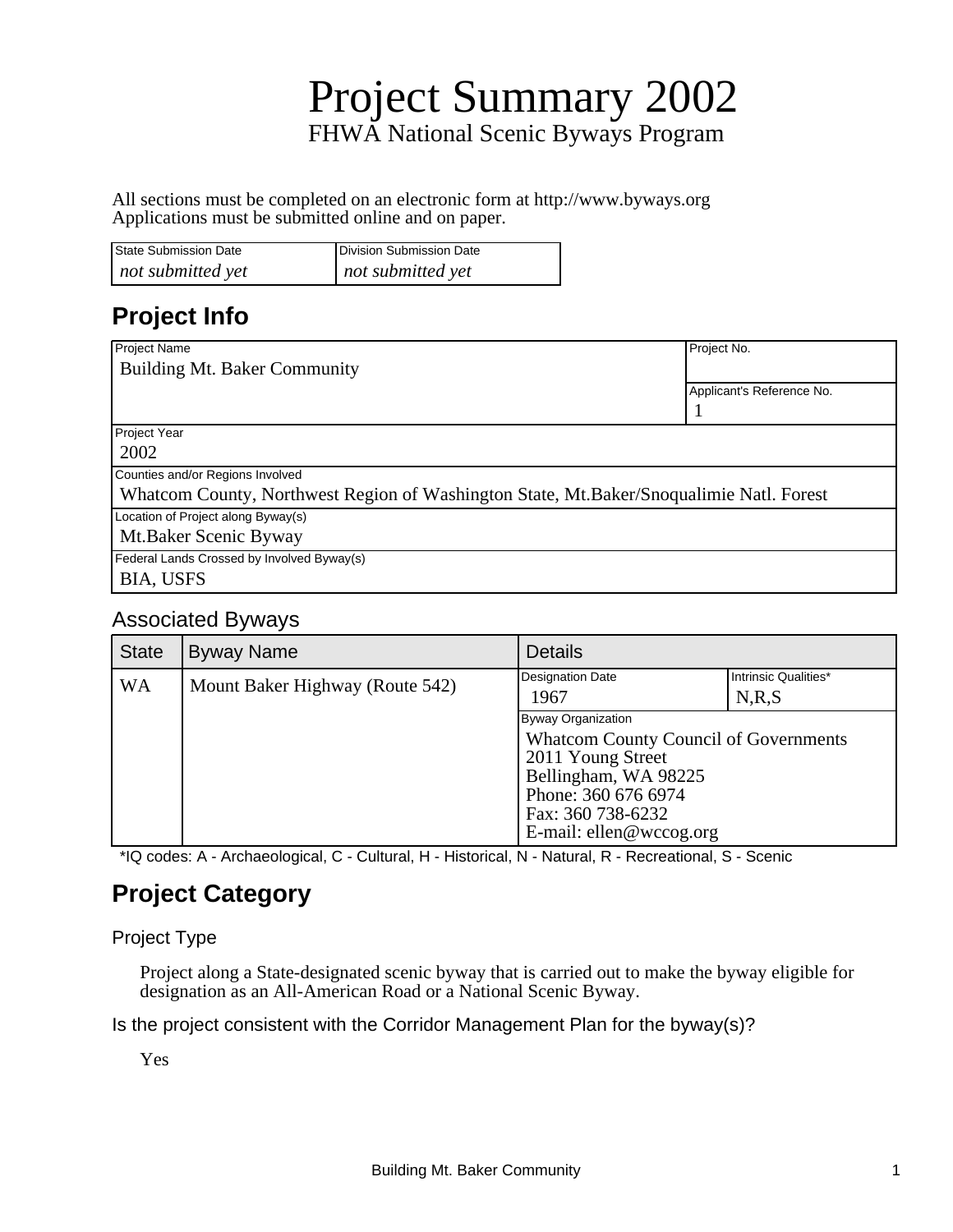# Project Summary 2002

FHWA National Scenic Byways Program

All sections must be completed on an electronic form at http://www.byways.org
Applications must be submitted online and on paper.

| State Submission Date | Division Submission Date |
|---|---|
| *not submitted yet* | *not submitted yet* |

## Project Info

| Project Name | Project No. |
|---|---|
| Building Mt. Baker Community | |
| | Applicant's Reference No. |
| | 1 |

| Project Year |
|---|
| 2002 |
| Counties and/or Regions Involved |
| Whatcom County, Northwest Region of Washington State, Mt.Baker/Snoqualimie Natl. Forest |
| Location of Project along Byway(s) |
| Mt.Baker Scenic Byway |
| Federal Lands Crossed by Involved Byway(s) |
| BIA, USFS |

### Associated Byways

| State | Byway Name | Details | |
|---|---|---|---|
| WA | Mount Baker Highway (Route 542) | Designation Date: 1967 | Intrinsic Qualities*: N,R,S |
| | | Byway Organization: Whatcom County Council of Governments, 2011 Young Street, Bellingham, WA 98225, Phone: 360 676 6974, Fax: 360 738-6232, E-mail: ellen@wccog.org | |

*IQ codes: A - Archaeological, C - Cultural, H - Historical, N - Natural, R - Recreational, S - Scenic

## Project Category

### Project Type

Project along a State-designated scenic byway that is carried out to make the byway eligible for designation as an All-American Road or a National Scenic Byway.

### Is the project consistent with the Corridor Management Plan for the byway(s)?

Yes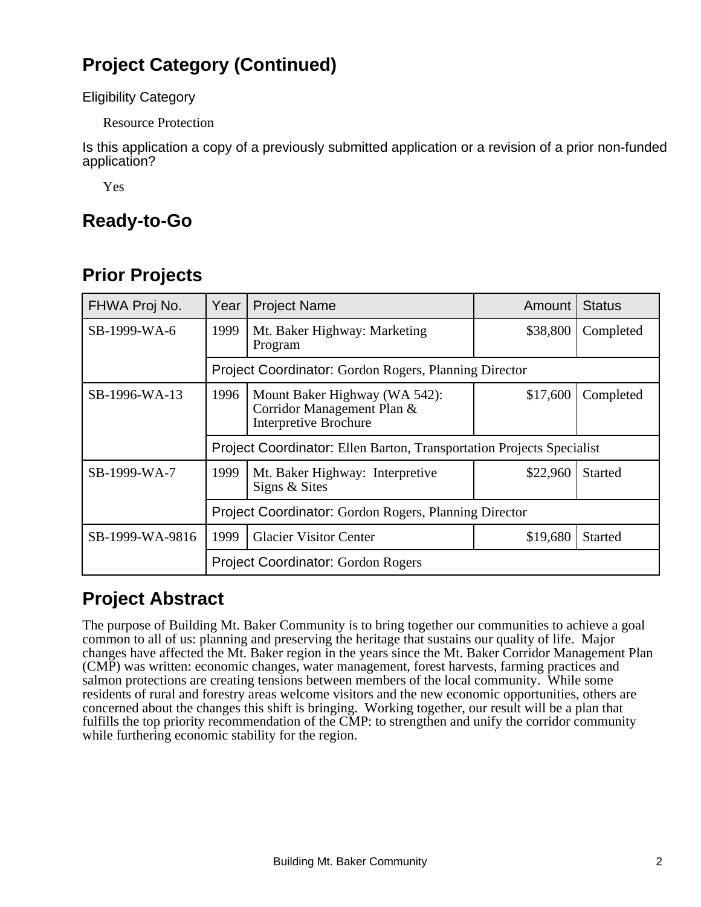## Project Category (Continued)

Eligibility Category

Resource Protection

Is this application a copy of a previously submitted application or a revision of a prior non-funded application?

Yes

## Ready-to-Go

## Prior Projects

| FHWA Proj No. | Year | Project Name | Amount | Status |
|---|---|---|---|---|
| SB-1999-WA-6 | 1999 | Mt. Baker Highway: Marketing Program | $38,800 | Completed |
| | Project Coordinator: Gordon Rogers, Planning Director | | | |
| SB-1996-WA-13 | 1996 | Mount Baker Highway (WA 542): Corridor Management Plan & Interpretive Brochure | $17,600 | Completed |
| | Project Coordinator: Ellen Barton, Transportation Projects Specialist | | | |
| SB-1999-WA-7 | 1999 | Mt. Baker Highway: Interpretive Signs & Sites | $22,960 | Started |
| | Project Coordinator: Gordon Rogers, Planning Director | | | |
| SB-1999-WA-9816 | 1999 | Glacier Visitor Center | $19,680 | Started |
| | Project Coordinator: Gordon Rogers | | | |

## Project Abstract

The purpose of Building Mt. Baker Community is to bring together our communities to achieve a goal common to all of us: planning and preserving the heritage that sustains our quality of life. Major changes have affected the Mt. Baker region in the years since the Mt. Baker Corridor Management Plan (CMP) was written: economic changes, water management, forest harvests, farming practices and salmon protections are creating tensions between members of the local community. While some residents of rural and forestry areas welcome visitors and the new economic opportunities, others are concerned about the changes this shift is bringing. Working together, our result will be a plan that fulfills the top priority recommendation of the CMP: to strengthen and unify the corridor community while furthering economic stability for the region.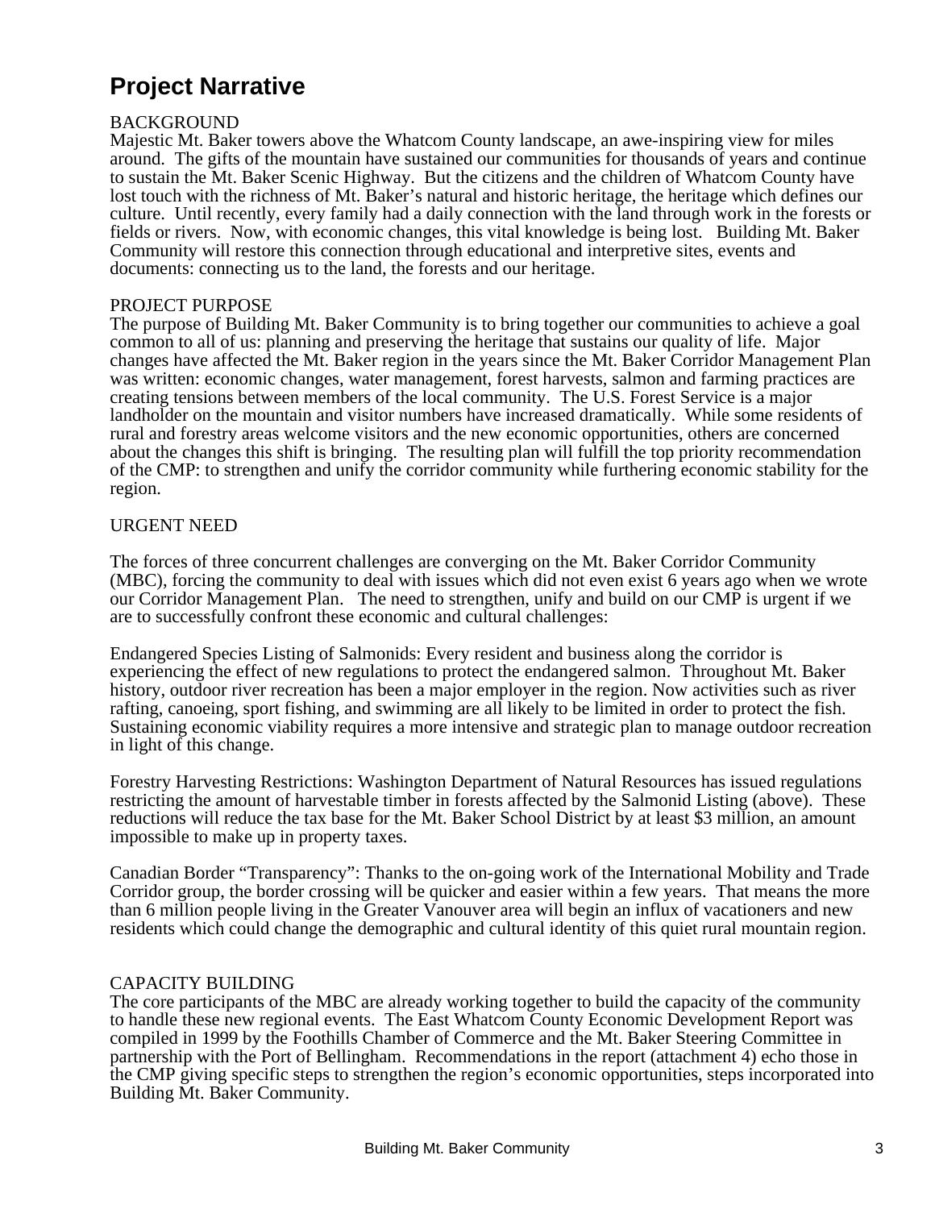# Project Narrative

BACKGROUND

Majestic Mt. Baker towers above the Whatcom County landscape, an awe-inspiring view for miles around. The gifts of the mountain have sustained our communities for thousands of years and continue to sustain the Mt. Baker Scenic Highway. But the citizens and the children of Whatcom County have lost touch with the richness of Mt. Baker's natural and historic heritage, the heritage which defines our culture. Until recently, every family had a daily connection with the land through work in the forests or fields or rivers. Now, with economic changes, this vital knowledge is being lost. Building Mt. Baker Community will restore this connection through educational and interpretive sites, events and documents: connecting us to the land, the forests and our heritage.

PROJECT PURPOSE

The purpose of Building Mt. Baker Community is to bring together our communities to achieve a goal common to all of us: planning and preserving the heritage that sustains our quality of life. Major changes have affected the Mt. Baker region in the years since the Mt. Baker Corridor Management Plan was written: economic changes, water management, forest harvests, salmon and farming practices are creating tensions between members of the local community. The U.S. Forest Service is a major landholder on the mountain and visitor numbers have increased dramatically. While some residents of rural and forestry areas welcome visitors and the new economic opportunities, others are concerned about the changes this shift is bringing. The resulting plan will fulfill the top priority recommendation of the CMP: to strengthen and unify the corridor community while furthering economic stability for the region.

URGENT NEED

The forces of three concurrent challenges are converging on the Mt. Baker Corridor Community (MBC), forcing the community to deal with issues which did not even exist 6 years ago when we wrote our Corridor Management Plan. The need to strengthen, unify and build on our CMP is urgent if we are to successfully confront these economic and cultural challenges:

Endangered Species Listing of Salmonids: Every resident and business along the corridor is experiencing the effect of new regulations to protect the endangered salmon. Throughout Mt. Baker history, outdoor river recreation has been a major employer in the region. Now activities such as river rafting, canoeing, sport fishing, and swimming are all likely to be limited in order to protect the fish. Sustaining economic viability requires a more intensive and strategic plan to manage outdoor recreation in light of this change.

Forestry Harvesting Restrictions: Washington Department of Natural Resources has issued regulations restricting the amount of harvestable timber in forests affected by the Salmonid Listing (above). These reductions will reduce the tax base for the Mt. Baker School District by at least $3 million, an amount impossible to make up in property taxes.

Canadian Border "Transparency": Thanks to the on-going work of the International Mobility and Trade Corridor group, the border crossing will be quicker and easier within a few years. That means the more than 6 million people living in the Greater Vancouver area will begin an influx of vacationers and new residents which could change the demographic and cultural identity of this quiet rural mountain region.

CAPACITY BUILDING

The core participants of the MBC are already working together to build the capacity of the community to handle these new regional events. The East Whatcom County Economic Development Report was compiled in 1999 by the Foothills Chamber of Commerce and the Mt. Baker Steering Committee in partnership with the Port of Bellingham. Recommendations in the report (attachment 4) echo those in the CMP giving specific steps to strengthen the region's economic opportunities, steps incorporated into Building Mt. Baker Community.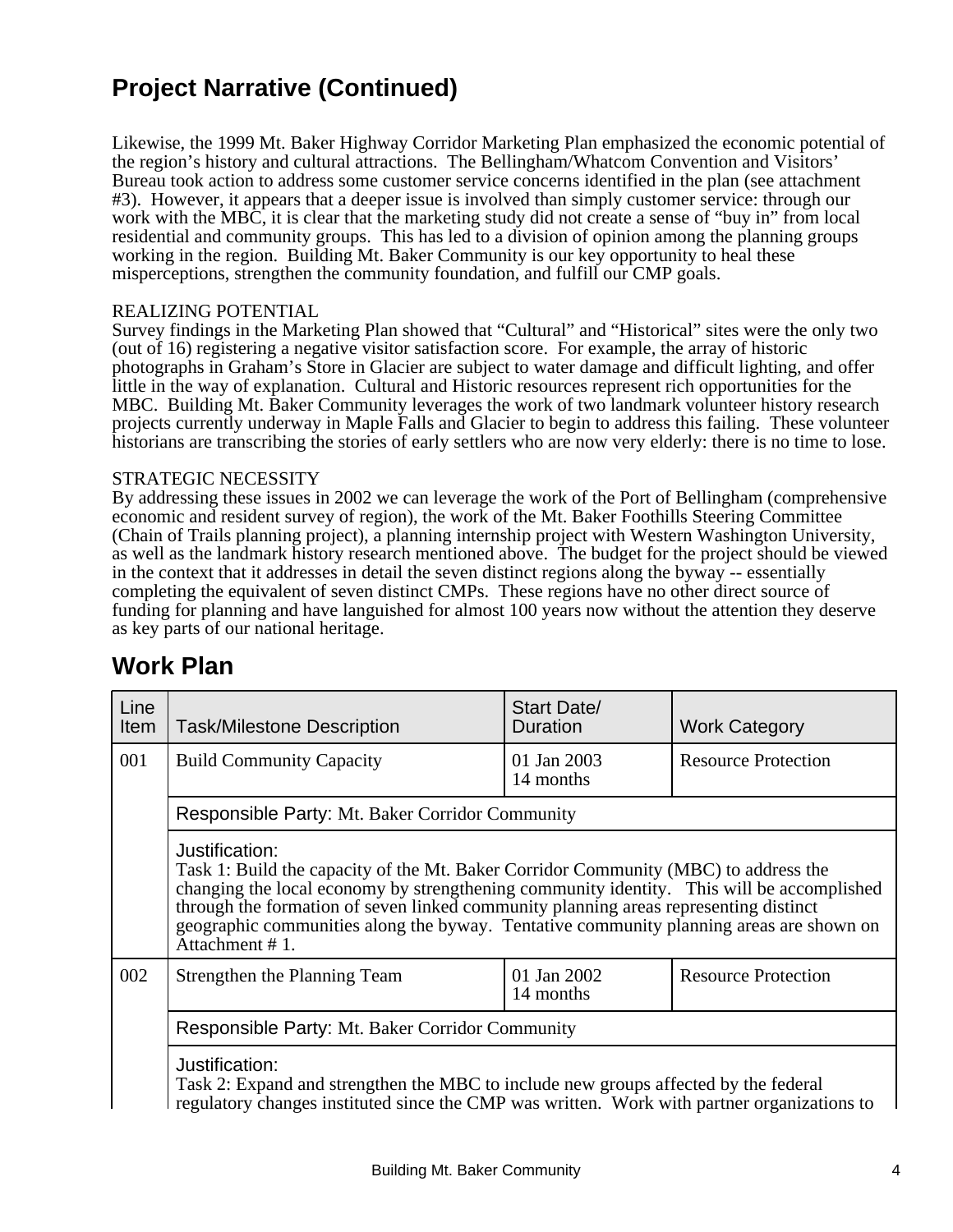## Project Narrative (Continued)

Likewise, the 1999 Mt. Baker Highway Corridor Marketing Plan emphasized the economic potential of the region's history and cultural attractions. The Bellingham/Whatcom Convention and Visitors' Bureau took action to address some customer service concerns identified in the plan (see attachment #3). However, it appears that a deeper issue is involved than simply customer service: through our work with the MBC, it is clear that the marketing study did not create a sense of "buy in" from local residential and community groups. This has led to a division of opinion among the planning groups working in the region. Building Mt. Baker Community is our key opportunity to heal these misperceptions, strengthen the community foundation, and fulfill our CMP goals.

REALIZING POTENTIAL
Survey findings in the Marketing Plan showed that "Cultural" and "Historical" sites were the only two (out of 16) registering a negative visitor satisfaction score. For example, the array of historic photographs in Graham's Store in Glacier are subject to water damage and difficult lighting, and offer little in the way of explanation. Cultural and Historic resources represent rich opportunities for the MBC. Building Mt. Baker Community leverages the work of two landmark volunteer history research projects currently underway in Maple Falls and Glacier to begin to address this failing. These volunteer historians are transcribing the stories of early settlers who are now very elderly: there is no time to lose.

STRATEGIC NECESSITY
By addressing these issues in 2002 we can leverage the work of the Port of Bellingham (comprehensive economic and resident survey of region), the work of the Mt. Baker Foothills Steering Committee (Chain of Trails planning project), a planning internship project with Western Washington University, as well as the landmark history research mentioned above. The budget for the project should be viewed in the context that it addresses in detail the seven distinct regions along the byway -- essentially completing the equivalent of seven distinct CMPs. These regions have no other direct source of funding for planning and have languished for almost 100 years now without the attention they deserve as key parts of our national heritage.

## Work Plan

| Line Item | Task/Milestone Description | Start Date/ Duration | Work Category |
|---|---|---|---|
| 001 | Build Community Capacity | 01 Jan 2003<br>14 months | Resource Protection |
| | Responsible Party: Mt. Baker Corridor Community | | |
| | Justification:<br>Task 1: Build the capacity of the Mt. Baker Corridor Community (MBC) to address the changing the local economy by strengthening community identity. This will be accomplished through the formation of seven linked community planning areas representing distinct geographic communities along the byway. Tentative community planning areas are shown on Attachment # 1. | | |
| 002 | Strengthen the Planning Team | 01 Jan 2002<br>14 months | Resource Protection |
| | Responsible Party: Mt. Baker Corridor Community | | |
| | Justification:<br>Task 2: Expand and strengthen the MBC to include new groups affected by the federal regulatory changes instituted since the CMP was written. Work with partner organizations to | | |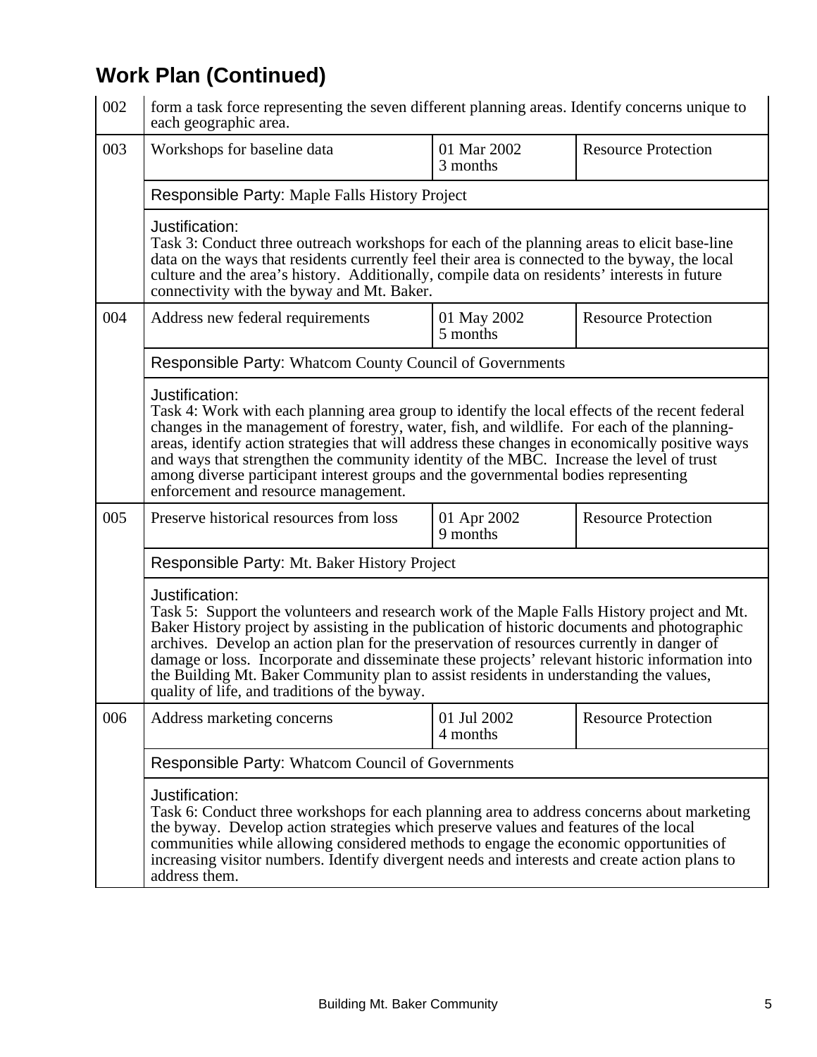## Work Plan (Continued)

| | | | |
|---|---|---|---|
| 002 | form a task force representing the seven different planning areas. Identify concerns unique to each geographic area. | | |
| 003 | Workshops for baseline data | 01 Mar 2002<br>3 months | Resource Protection |
| | Responsible Party: Maple Falls History Project | | |
| | Justification:<br>Task 3: Conduct three outreach workshops for each of the planning areas to elicit base-line data on the ways that residents currently feel their area is connected to the byway, the local culture and the area's history. Additionally, compile data on residents' interests in future connectivity with the byway and Mt. Baker. | | |
| 004 | Address new federal requirements | 01 May 2002<br>5 months | Resource Protection |
| | Responsible Party: Whatcom County Council of Governments | | |
| | Justification:<br>Task 4: Work with each planning area group to identify the local effects of the recent federal changes in the management of forestry, water, fish, and wildlife. For each of the planning-areas, identify action strategies that will address these changes in economically positive ways and ways that strengthen the community identity of the MBC. Increase the level of trust among diverse participant interest groups and the governmental bodies representing enforcement and resource management. | | |
| 005 | Preserve historical resources from loss | 01 Apr 2002<br>9 months | Resource Protection |
| | Responsible Party: Mt. Baker History Project | | |
| | Justification:<br>Task 5: Support the volunteers and research work of the Maple Falls History project and Mt. Baker History project by assisting in the publication of historic documents and photographic archives. Develop an action plan for the preservation of resources currently in danger of damage or loss. Incorporate and disseminate these projects' relevant historic information into the Building Mt. Baker Community plan to assist residents in understanding the values, quality of life, and traditions of the byway. | | |
| 006 | Address marketing concerns | 01 Jul 2002<br>4 months | Resource Protection |
| | Responsible Party: Whatcom Council of Governments | | |
| | Justification:<br>Task 6: Conduct three workshops for each planning area to address concerns about marketing the byway. Develop action strategies which preserve values and features of the local communities while allowing considered methods to engage the economic opportunities of increasing visitor numbers. Identify divergent needs and interests and create action plans to address them. | | |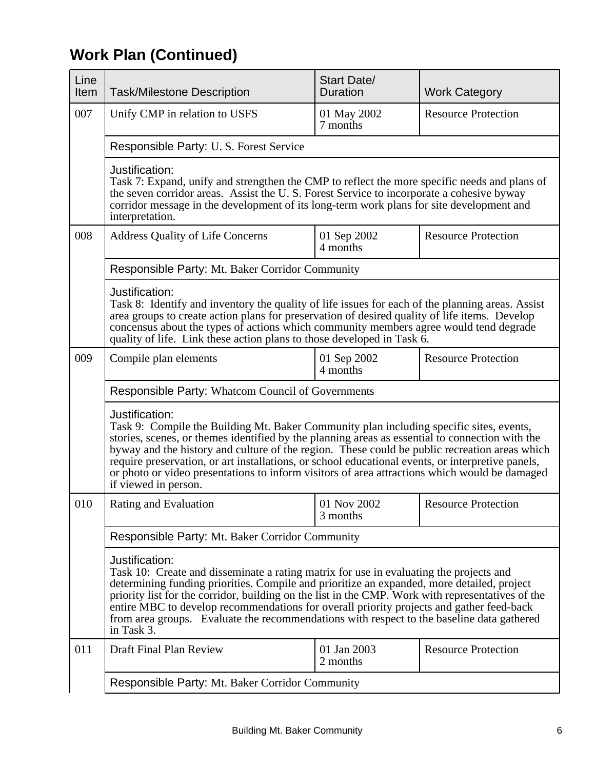## Work Plan (Continued)

| Line Item | Task/Milestone Description | Start Date/ Duration | Work Category |
|---|---|---|---|
| 007 | Unify CMP in relation to USFS | 01 May 2002 7 months | Resource Protection |
| | Responsible Party: U. S. Forest Service | | |
| | Justification: Task 7: Expand, unify and strengthen the CMP to reflect the more specific needs and plans of the seven corridor areas. Assist the U. S. Forest Service to incorporate a cohesive byway corridor message in the development of its long-term work plans for site development and interpretation. | | |
| 008 | Address Quality of Life Concerns | 01 Sep 2002 4 months | Resource Protection |
| | Responsible Party: Mt. Baker Corridor Community | | |
| | Justification: Task 8: Identify and inventory the quality of life issues for each of the planning areas. Assist area groups to create action plans for preservation of desired quality of life items. Develop concensus about the types of actions which community members agree would tend degrade quality of life. Link these action plans to those developed in Task 6. | | |
| 009 | Compile plan elements | 01 Sep 2002 4 months | Resource Protection |
| | Responsible Party: Whatcom Council of Governments | | |
| | Justification: Task 9: Compile the Building Mt. Baker Community plan including specific sites, events, stories, scenes, or themes identified by the planning areas as essential to connection with the byway and the history and culture of the region. These could be public recreation areas which require preservation, or art installations, or school educational events, or interpretive panels, or photo or video presentations to inform visitors of area attractions which would be damaged if viewed in person. | | |
| 010 | Rating and Evaluation | 01 Nov 2002 3 months | Resource Protection |
| | Responsible Party: Mt. Baker Corridor Community | | |
| | Justification: Task 10: Create and disseminate a rating matrix for use in evaluating the projects and determining funding priorities. Compile and prioritize an expanded, more detailed, project priority list for the corridor, building on the list in the CMP. Work with representatives of the entire MBC to develop recommendations for overall priority projects and gather feed-back from area groups. Evaluate the recommendations with respect to the baseline data gathered in Task 3. | | |
| 011 | Draft Final Plan Review | 01 Jan 2003 2 months | Resource Protection |
| | Responsible Party: Mt. Baker Corridor Community | | |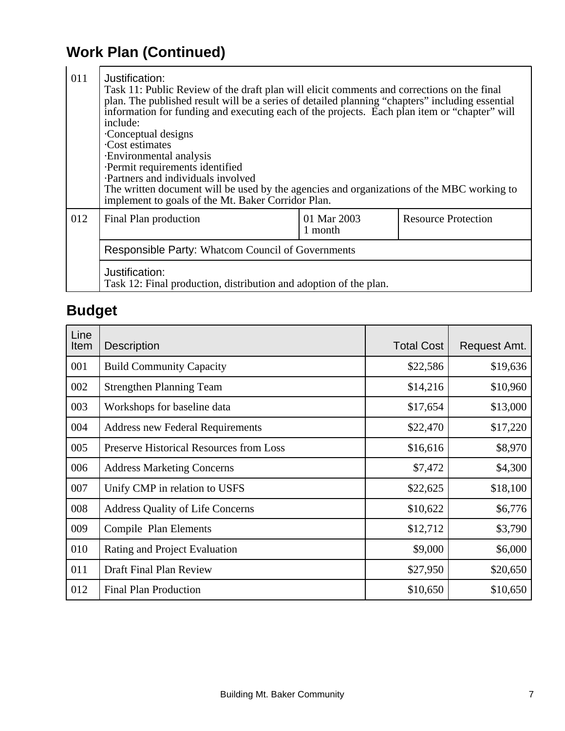## Work Plan (Continued)

| | | | |
|---|---|---|---|
| 011 | Justification:<br>Task 11: Public Review of the draft plan will elicit comments and corrections on the final plan. The published result will be a series of detailed planning "chapters" including essential information for funding and executing each of the projects. Each plan item or "chapter" will include:<br>·Conceptual designs<br>·Cost estimates<br>·Environmental analysis<br>·Permit requirements identified<br>·Partners and individuals involved<br>The written document will be used by the agencies and organizations of the MBC working to implement to goals of the Mt. Baker Corridor Plan. | | |
| 012 | Final Plan production | 01 Mar 2003<br>1 month | Resource Protection |
| | Responsible Party: Whatcom Council of Governments | | |
| | Justification:<br>Task 12: Final production, distribution and adoption of the plan. | | |

## Budget

| Line Item | Description | Total Cost | Request Amt. |
|---|---|---:|---:|
| 001 | Build Community Capacity | $22,586 | $19,636 |
| 002 | Strengthen Planning Team | $14,216 | $10,960 |
| 003 | Workshops for baseline data | $17,654 | $13,000 |
| 004 | Address new Federal Requirements | $22,470 | $17,220 |
| 005 | Preserve Historical Resources from Loss | $16,616 | $8,970 |
| 006 | Address Marketing Concerns | $7,472 | $4,300 |
| 007 | Unify CMP in relation to USFS | $22,625 | $18,100 |
| 008 | Address Quality of Life Concerns | $10,622 | $6,776 |
| 009 | Compile Plan Elements | $12,712 | $3,790 |
| 010 | Rating and Project Evaluation | $9,000 | $6,000 |
| 011 | Draft Final Plan Review | $27,950 | $20,650 |
| 012 | Final Plan Production | $10,650 | $10,650 |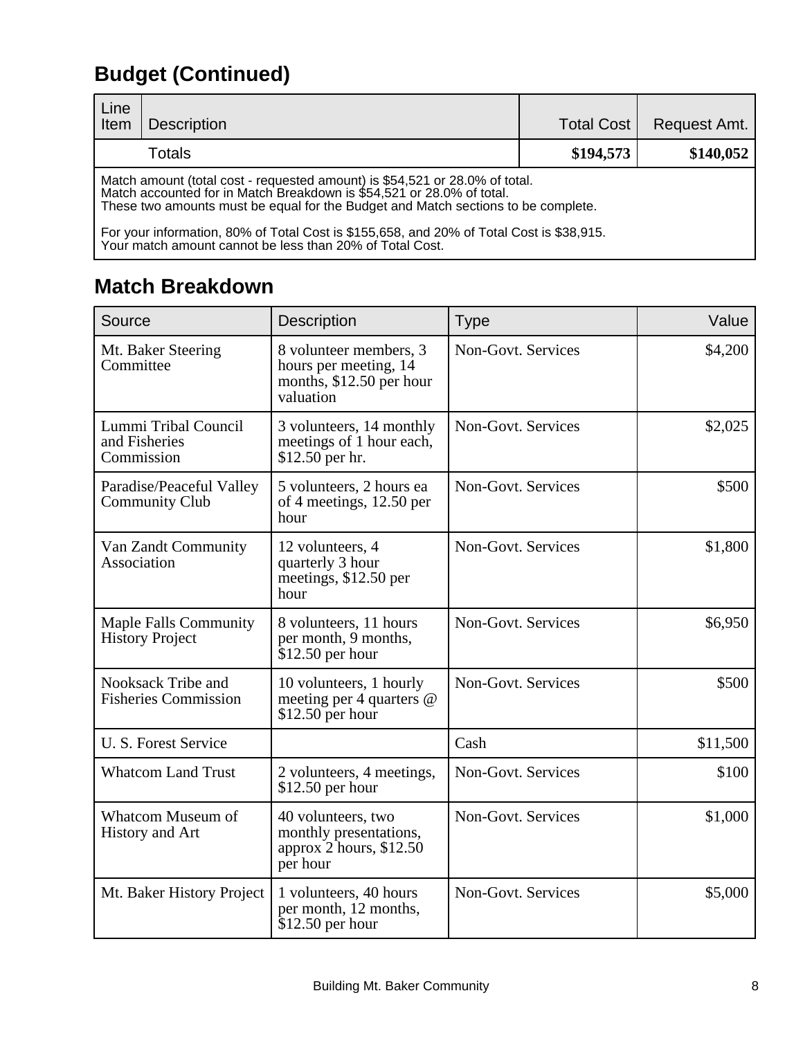## Budget (Continued)

| Line Item | Description | Total Cost | Request Amt. |
|---|---|---|---|
| | Totals | **$194,573** | **$140,052** |

Match amount (total cost - requested amount) is $54,521 or 28.0% of total.
Match accounted for in Match Breakdown is $54,521 or 28.0% of total.
These two amounts must be equal for the Budget and Match sections to be complete.

For your information, 80% of Total Cost is $155,658, and 20% of Total Cost is $38,915.
Your match amount cannot be less than 20% of Total Cost.

## Match Breakdown

| Source | Description | Type | Value |
|---|---|---|---:|
| Mt. Baker Steering Committee | 8 volunteer members, 3 hours per meeting, 14 months, $12.50 per hour valuation | Non-Govt. Services | $4,200 |
| Lummi Tribal Council and Fisheries Commission | 3 volunteers, 14 monthly meetings of 1 hour each, $12.50 per hr. | Non-Govt. Services | $2,025 |
| Paradise/Peaceful Valley Community Club | 5 volunteers, 2 hours ea of 4 meetings, 12.50 per hour | Non-Govt. Services | $500 |
| Van Zandt Community Association | 12 volunteers, 4 quarterly 3 hour meetings, $12.50 per hour | Non-Govt. Services | $1,800 |
| Maple Falls Community History Project | 8 volunteers, 11 hours per month, 9 months, $12.50 per hour | Non-Govt. Services | $6,950 |
| Nooksack Tribe and Fisheries Commission | 10 volunteers, 1 hourly meeting per 4 quarters @ $12.50 per hour | Non-Govt. Services | $500 |
| U. S. Forest Service | | Cash | $11,500 |
| Whatcom Land Trust | 2 volunteers, 4 meetings, $12.50 per hour | Non-Govt. Services | $100 |
| Whatcom Museum of History and Art | 40 volunteers, two monthly presentations, approx 2 hours, $12.50 per hour | Non-Govt. Services | $1,000 |
| Mt. Baker History Project | 1 volunteers, 40 hours per month, 12 months, $12.50 per hour | Non-Govt. Services | $5,000 |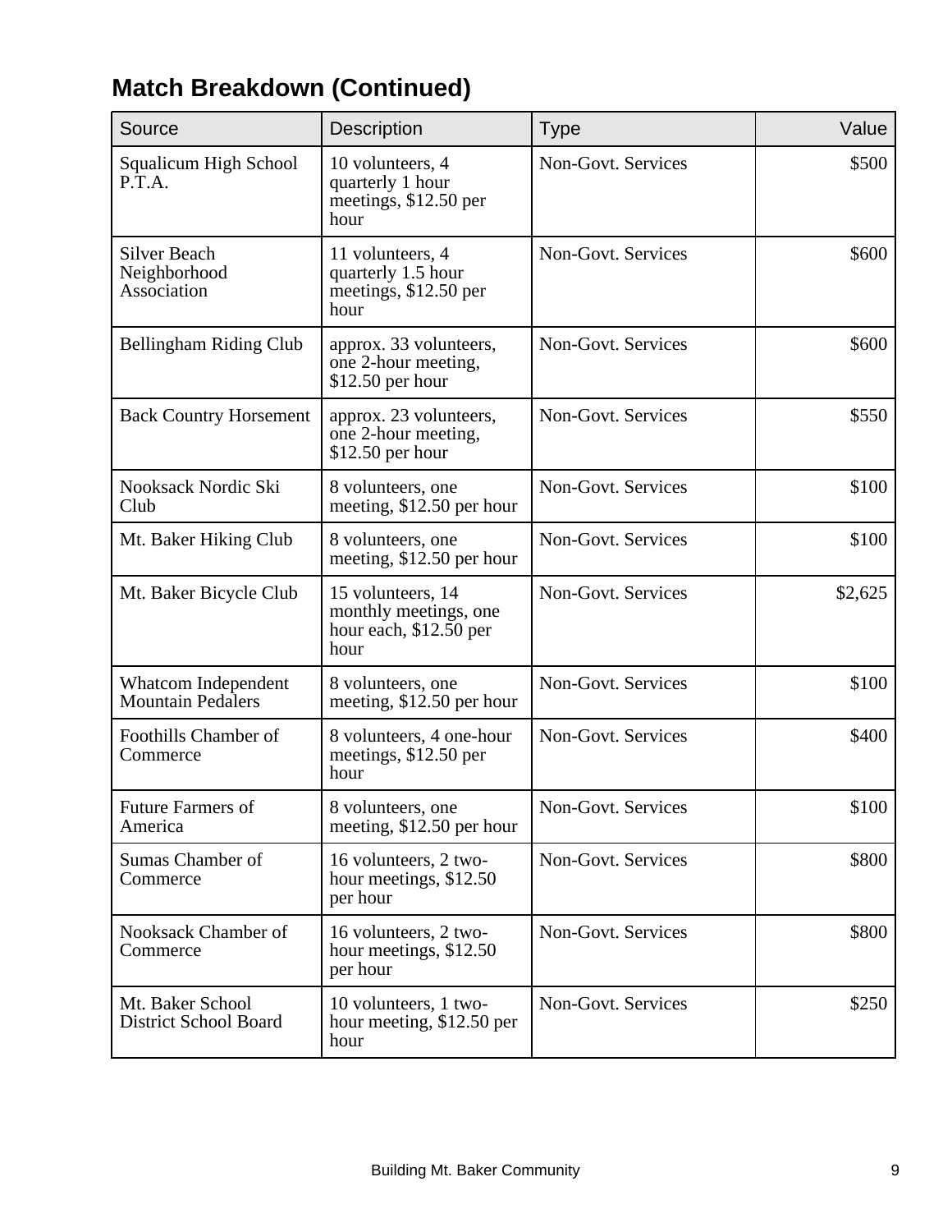## Match Breakdown (Continued)

| Source | Description | Type | Value |
|---|---|---|---|
| Squalicum High School P.T.A. | 10 volunteers, 4 quarterly 1 hour meetings, $12.50 per hour | Non-Govt. Services | $500 |
| Silver Beach Neighborhood Association | 11 volunteers, 4 quarterly 1.5 hour meetings, $12.50 per hour | Non-Govt. Services | $600 |
| Bellingham Riding Club | approx. 33 volunteers, one 2-hour meeting, $12.50 per hour | Non-Govt. Services | $600 |
| Back Country Horsement | approx. 23 volunteers, one 2-hour meeting, $12.50 per hour | Non-Govt. Services | $550 |
| Nooksack Nordic Ski Club | 8 volunteers, one meeting, $12.50 per hour | Non-Govt. Services | $100 |
| Mt. Baker Hiking Club | 8 volunteers, one meeting, $12.50 per hour | Non-Govt. Services | $100 |
| Mt. Baker Bicycle Club | 15 volunteers, 14 monthly meetings, one hour each, $12.50 per hour | Non-Govt. Services | $2,625 |
| Whatcom Independent Mountain Pedalers | 8 volunteers, one meeting, $12.50 per hour | Non-Govt. Services | $100 |
| Foothills Chamber of Commerce | 8 volunteers, 4 one-hour meetings, $12.50 per hour | Non-Govt. Services | $400 |
| Future Farmers of America | 8 volunteers, one meeting, $12.50 per hour | Non-Govt. Services | $100 |
| Sumas Chamber of Commerce | 16 volunteers, 2 two-hour meetings, $12.50 per hour | Non-Govt. Services | $800 |
| Nooksack Chamber of Commerce | 16 volunteers, 2 two-hour meetings, $12.50 per hour | Non-Govt. Services | $800 |
| Mt. Baker School District School Board | 10 volunteers, 1 two-hour meeting, $12.50 per hour | Non-Govt. Services | $250 |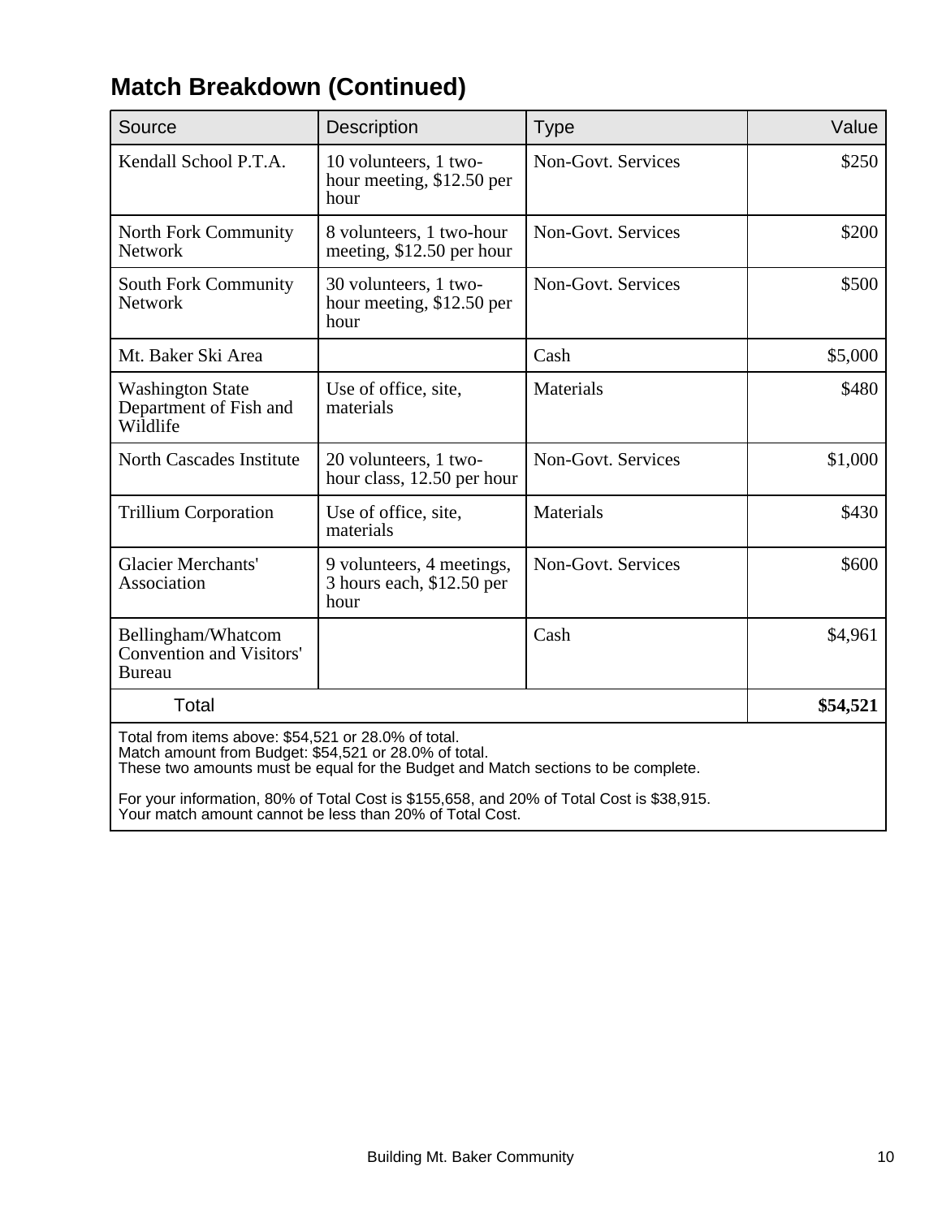## Match Breakdown (Continued)

| Source | Description | Type | Value |
|---|---|---|---|
| Kendall School P.T.A. | 10 volunteers, 1 two-hour meeting, $12.50 per hour | Non-Govt. Services | $250 |
| North Fork Community Network | 8 volunteers, 1 two-hour meeting, $12.50 per hour | Non-Govt. Services | $200 |
| South Fork Community Network | 30 volunteers, 1 two-hour meeting, $12.50 per hour | Non-Govt. Services | $500 |
| Mt. Baker Ski Area | | Cash | $5,000 |
| Washington State Department of Fish and Wildlife | Use of office, site, materials | Materials | $480 |
| North Cascades Institute | 20 volunteers, 1 two-hour class, 12.50 per hour | Non-Govt. Services | $1,000 |
| Trillium Corporation | Use of office, site, materials | Materials | $430 |
| Glacier Merchants' Association | 9 volunteers, 4 meetings, 3 hours each, $12.50 per hour | Non-Govt. Services | $600 |
| Bellingham/Whatcom Convention and Visitors' Bureau | | Cash | $4,961 |
| Total | | | **$54,521** |

Total from items above: $54,521 or 28.0% of total.
Match amount from Budget: $54,521 or 28.0% of total.
These two amounts must be equal for the Budget and Match sections to be complete.

For your information, 80% of Total Cost is $155,658, and 20% of Total Cost is $38,915.
Your match amount cannot be less than 20% of Total Cost.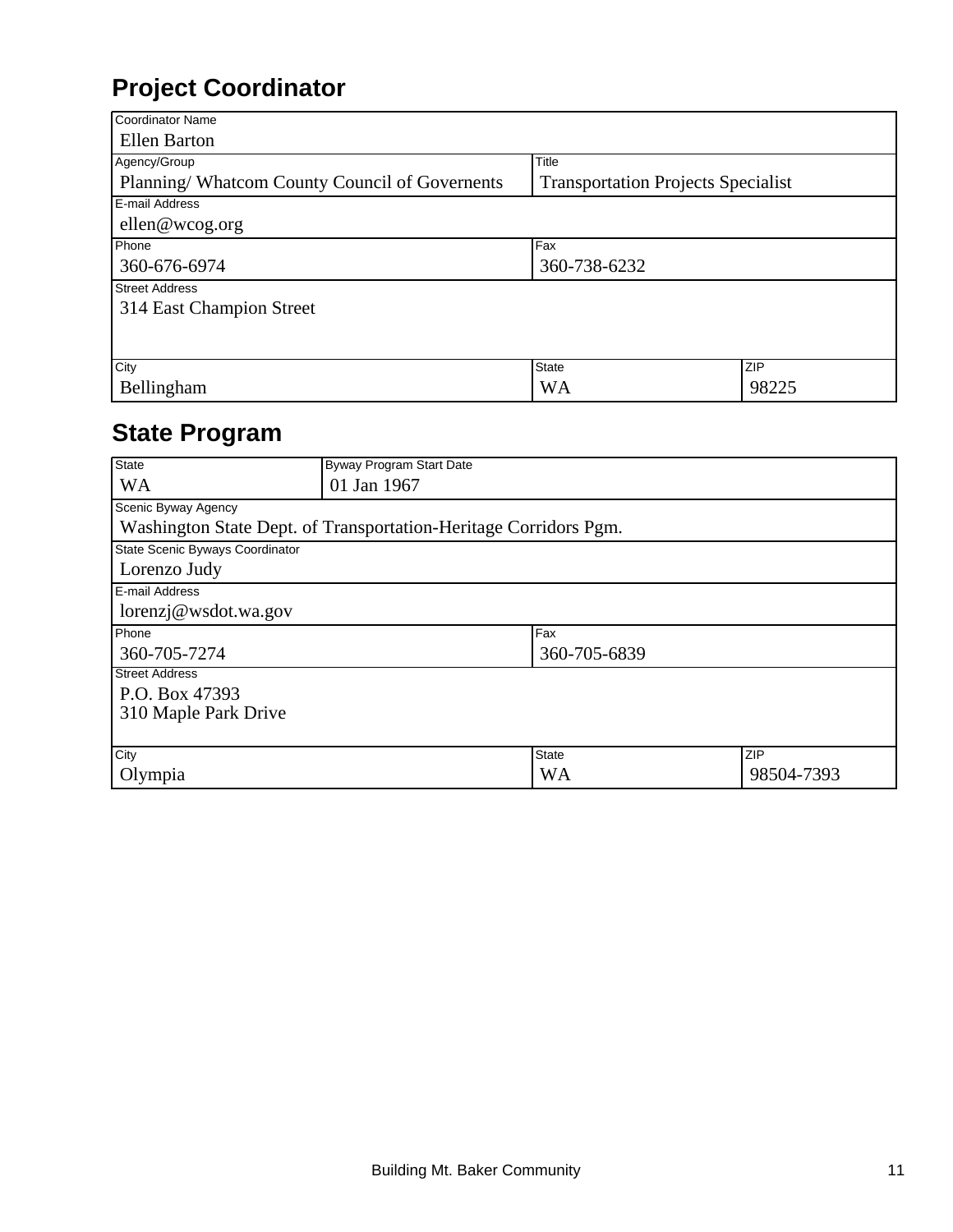## Project Coordinator

| Field | Value |
| --- | --- |
| Coordinator Name | Ellen Barton |
| Agency/Group | Planning/ Whatcom County Council of Governents |
| Title | Transportation Projects Specialist |
| E-mail Address | ellen@wcog.org |
| Phone | 360-676-6974 |
| Fax | 360-738-6232 |
| Street Address | 314 East Champion Street |
| City | Bellingham |
| State | WA |
| ZIP | 98225 |

## State Program

| Field | Value |
| --- | --- |
| State | WA |
| Byway Program Start Date | 01 Jan 1967 |
| Scenic Byway Agency | Washington State Dept. of Transportation-Heritage Corridors Pgm. |
| State Scenic Byways Coordinator | Lorenzo Judy |
| E-mail Address | lorenzj@wsdot.wa.gov |
| Phone | 360-705-7274 |
| Fax | 360-705-6839 |
| Street Address | P.O. Box 47393<br>310 Maple Park Drive |
| City | Olympia |
| State | WA |
| ZIP | 98504-7393 |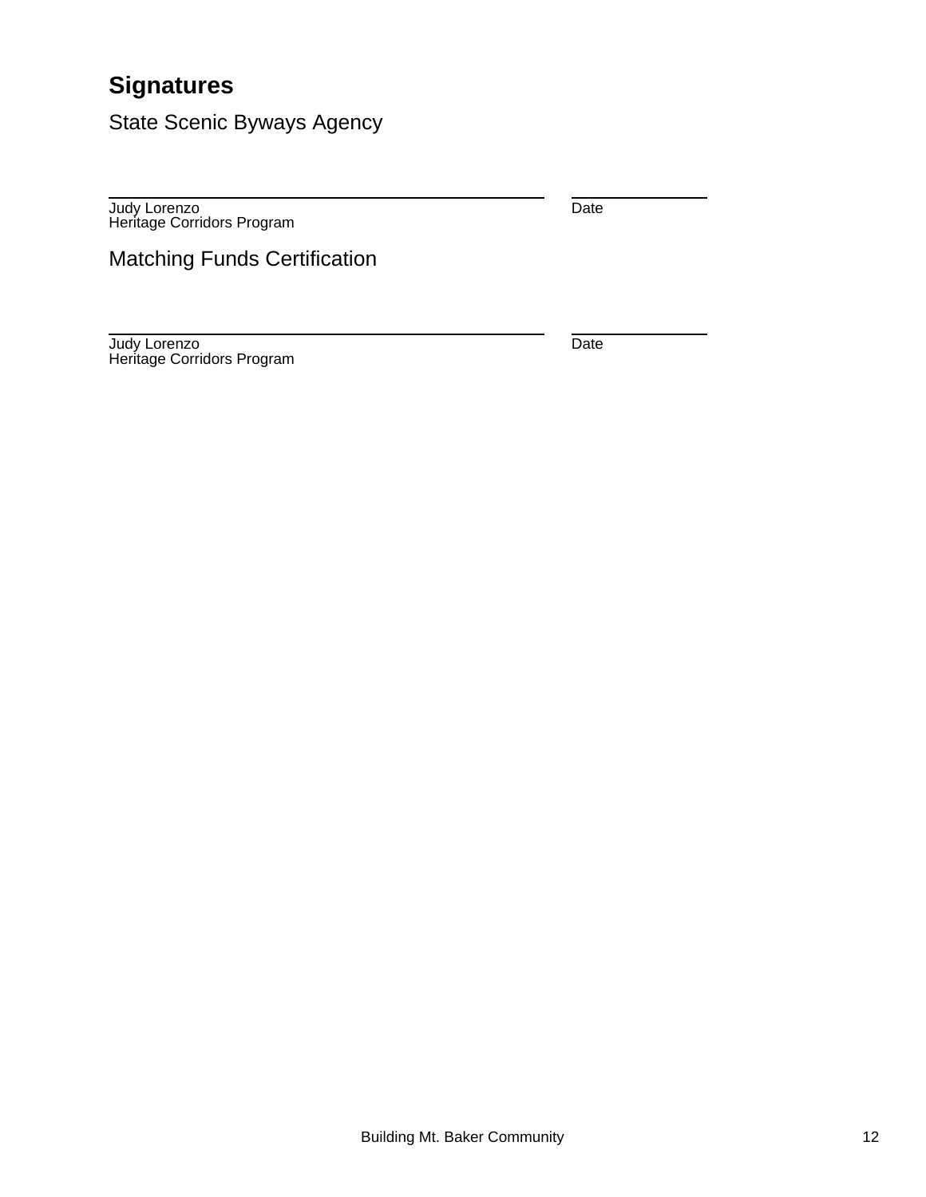## Signatures

### State Scenic Byways Agency

| | |
|---|---|
| \_\_\_\_\_\_\_\_\_\_\_\_\_\_\_\_\_\_\_\_\_\_\_\_\_\_\_\_\_\_\_\_\_\_\_\_\_\_\_\_ | \_\_\_\_\_\_\_\_\_\_\_\_ |
| Judy Lorenzo<br>Heritage Corridors Program | Date |

### Matching Funds Certification

| | |
|---|---|
| \_\_\_\_\_\_\_\_\_\_\_\_\_\_\_\_\_\_\_\_\_\_\_\_\_\_\_\_\_\_\_\_\_\_\_\_\_\_\_\_ | \_\_\_\_\_\_\_\_\_\_\_\_ |
| Judy Lorenzo<br>Heritage Corridors Program | Date |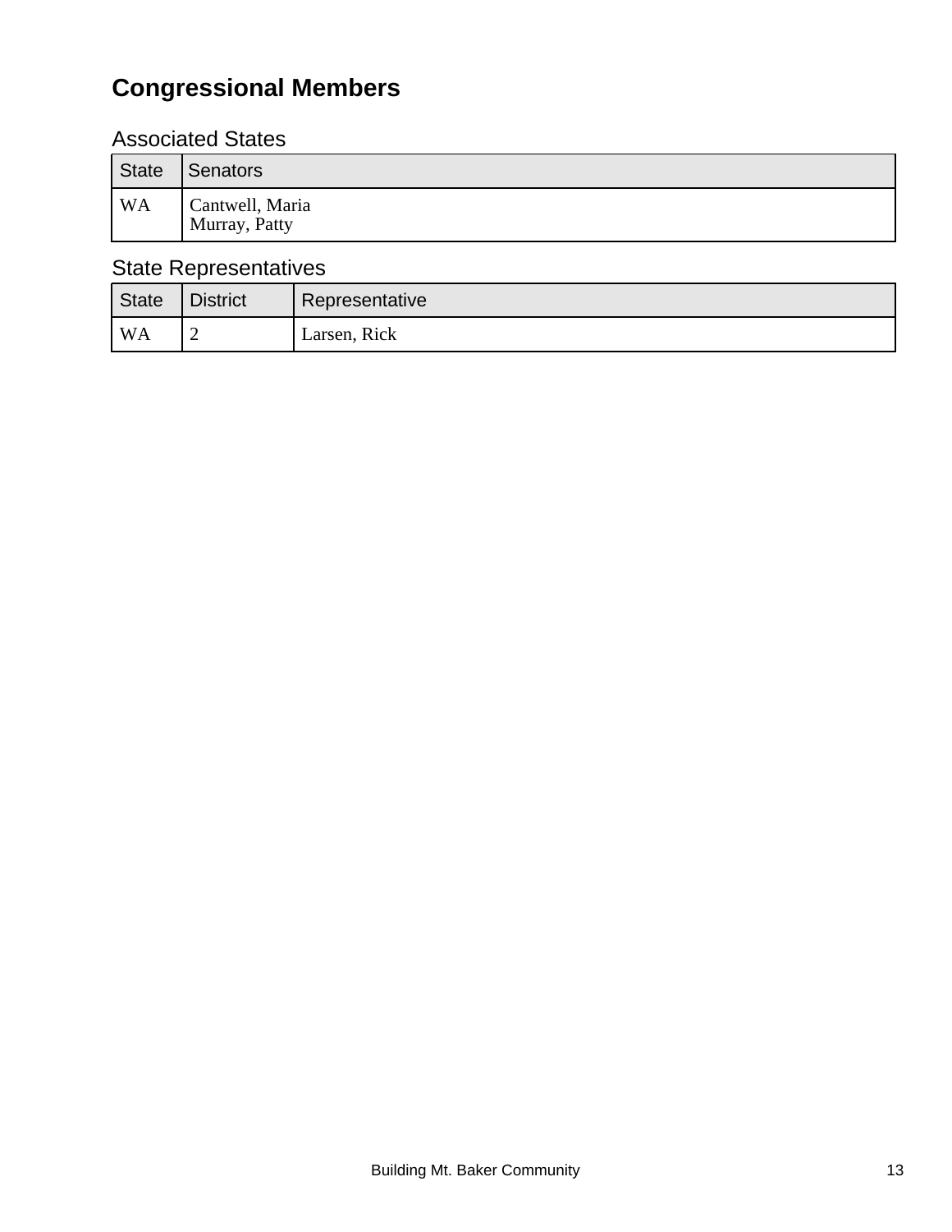# Congressional Members

## Associated States

| State | Senators |
| --- | --- |
| WA | Cantwell, Maria<br>Murray, Patty |

## State Representatives

| State | District | Representative |
| --- | --- | --- |
| WA | 2 | Larsen, Rick |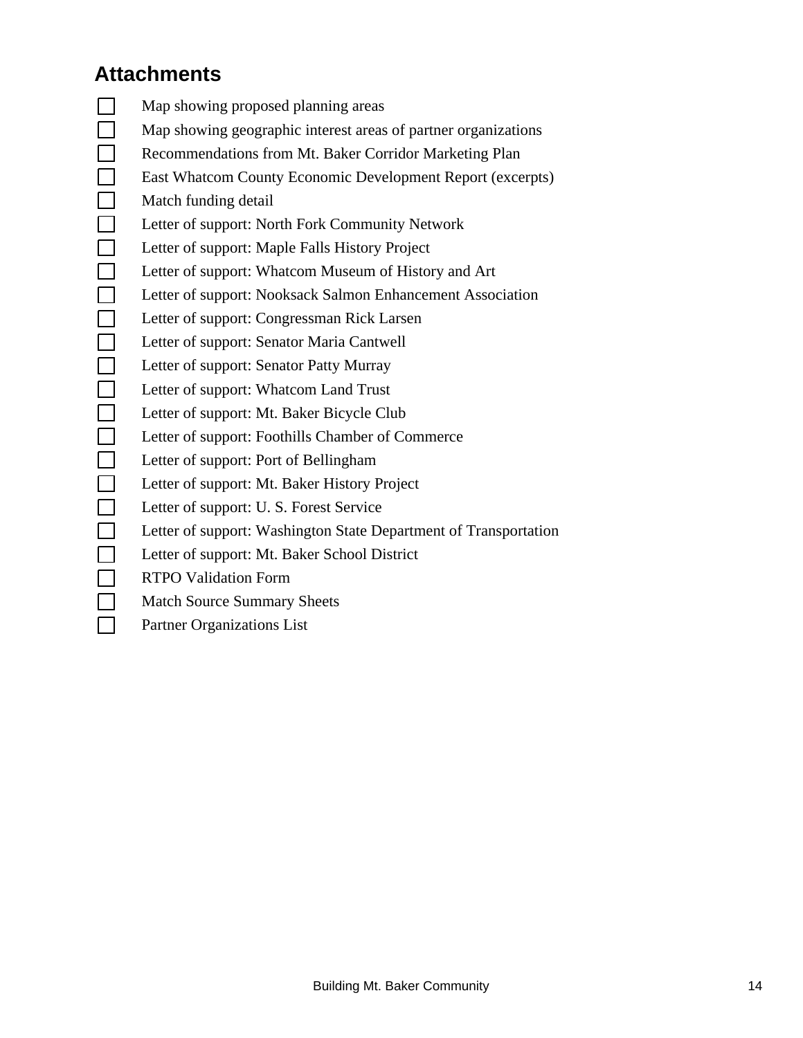## Attachments

- [ ] Map showing proposed planning areas
- [ ] Map showing geographic interest areas of partner organizations
- [ ] Recommendations from Mt. Baker Corridor Marketing Plan
- [ ] East Whatcom County Economic Development Report (excerpts)
- [ ] Match funding detail
- [ ] Letter of support: North Fork Community Network
- [ ] Letter of support: Maple Falls History Project
- [ ] Letter of support: Whatcom Museum of History and Art
- [ ] Letter of support: Nooksack Salmon Enhancement Association
- [ ] Letter of support: Congressman Rick Larsen
- [ ] Letter of support: Senator Maria Cantwell
- [ ] Letter of support: Senator Patty Murray
- [ ] Letter of support: Whatcom Land Trust
- [ ] Letter of support: Mt. Baker Bicycle Club
- [ ] Letter of support: Foothills Chamber of Commerce
- [ ] Letter of support: Port of Bellingham
- [ ] Letter of support: Mt. Baker History Project
- [ ] Letter of support: U. S. Forest Service
- [ ] Letter of support: Washington State Department of Transportation
- [ ] Letter of support: Mt. Baker School District
- [ ] RTPO Validation Form
- [ ] Match Source Summary Sheets
- [ ] Partner Organizations List